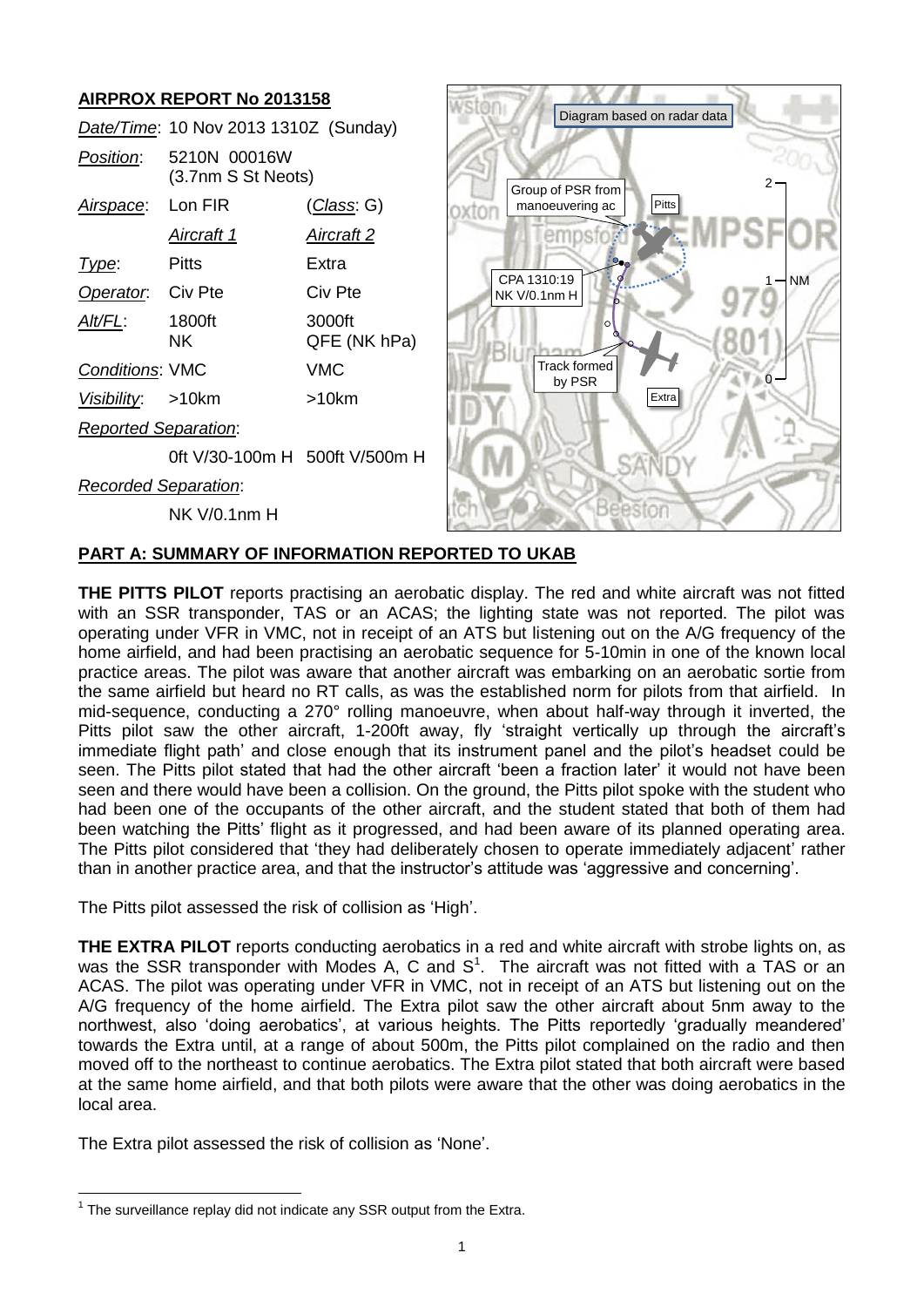## AIRPROX REPORT No 2013158

| | | |
|---|---|---|
| *Date/Time*: | 10 Nov 2013 1310Z (Sunday) | |
| *Position*: | 5210N 00016W (3.7nm S St Neots) | |
| *Airspace*: | Lon FIR | (*Class*: G) |
| | *Aircraft 1* | *Aircraft 2* |
| *Type*: | Pitts | Extra |
| *Operator*: | Civ Pte | Civ Pte |
| *Alt/FL*: | 1800ft NK | 3000ft QFE (NK hPa) |
| *Conditions*: | VMC | VMC |
| *Visibility*: | >10km | >10km |
| *Reported Separation*: | | |
| | 0ft V/30-100m H | 500ft V/500m H |
| *Recorded Separation*: | | |
| | NK V/0.1nm H | |

Diagram based on radar data

Group of PSR from manoeuvering ac

Pitts

CPA 1310:19
NK V/0.1nm H

Track formed by PSR

Extra

## PART A: SUMMARY OF INFORMATION REPORTED TO UKAB

**THE PITTS PILOT** reports practising an aerobatic display. The red and white aircraft was not fitted with an SSR transponder, TAS or an ACAS; the lighting state was not reported. The pilot was operating under VFR in VMC, not in receipt of an ATS but listening out on the A/G frequency of the home airfield, and had been practising an aerobatic sequence for 5-10min in one of the known local practice areas. The pilot was aware that another aircraft was embarking on an aerobatic sortie from the same airfield but heard no RT calls, as was the established norm for pilots from that airfield. In mid-sequence, conducting a 270° rolling manoeuvre, when about half-way through it inverted, the Pitts pilot saw the other aircraft, 1-200ft away, fly 'straight vertically up through the aircraft's immediate flight path' and close enough that its instrument panel and the pilot's headset could be seen. The Pitts pilot stated that had the other aircraft 'been a fraction later' it would not have been seen and there would have been a collision. On the ground, the Pitts pilot spoke with the student who had been one of the occupants of the other aircraft, and the student stated that both of them had been watching the Pitts' flight as it progressed, and had been aware of its planned operating area. The Pitts pilot considered that 'they had deliberately chosen to operate immediately adjacent' rather than in another practice area, and that the instructor's attitude was 'aggressive and concerning'.

The Pitts pilot assessed the risk of collision as 'High'.

**THE EXTRA PILOT** reports conducting aerobatics in a red and white aircraft with strobe lights on, as was the SSR transponder with Modes A, C and S[1]. The aircraft was not fitted with a TAS or an ACAS. The pilot was operating under VFR in VMC, not in receipt of an ATS but listening out on the A/G frequency of the home airfield. The Extra pilot saw the other aircraft about 5nm away to the northwest, also 'doing aerobatics', at various heights. The Pitts reportedly 'gradually meandered' towards the Extra until, at a range of about 500m, the Pitts pilot complained on the radio and then moved off to the northeast to continue aerobatics. The Extra pilot stated that both aircraft were based at the same home airfield, and that both pilots were aware that the other was doing aerobatics in the local area.

The Extra pilot assessed the risk of collision as 'None'.

[1] The surveillance replay did not indicate any SSR output from the Extra.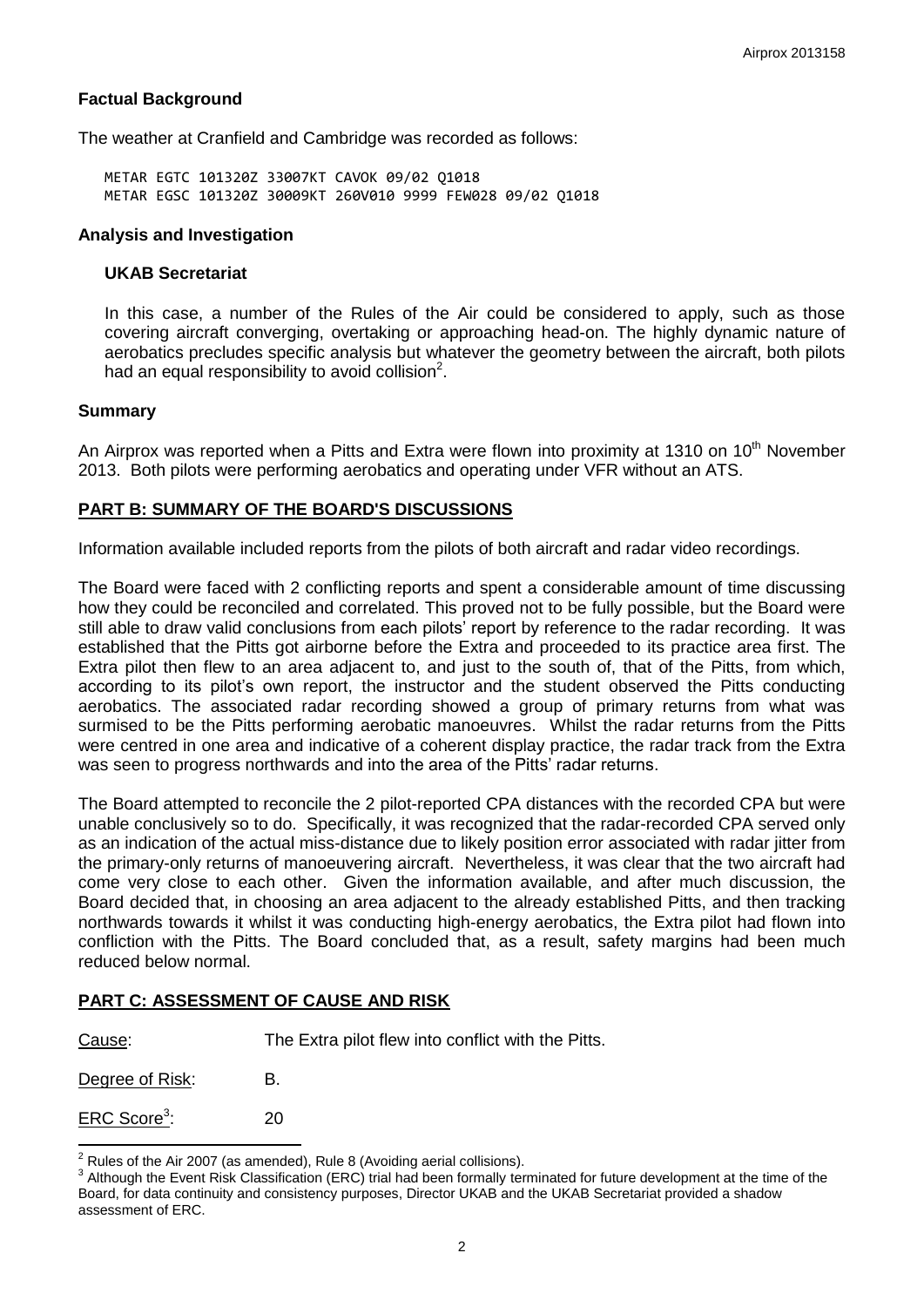### Factual Background

The weather at Cranfield and Cambridge was recorded as follows:

```
METAR EGTC 101320Z 33007KT CAVOK 09/02 Q1018
METAR EGSC 101320Z 30009KT 260V010 9999 FEW028 09/02 Q1018
```

### Analysis and Investigation

#### UKAB Secretariat

In this case, a number of the Rules of the Air could be considered to apply, such as those covering aircraft converging, overtaking or approaching head-on. The highly dynamic nature of aerobatics precludes specific analysis but whatever the geometry between the aircraft, both pilots had an equal responsibility to avoid collision[2].

### Summary

An Airprox was reported when a Pitts and Extra were flown into proximity at 1310 on 10th November 2013. Both pilots were performing aerobatics and operating under VFR without an ATS.

## PART B: SUMMARY OF THE BOARD'S DISCUSSIONS

Information available included reports from the pilots of both aircraft and radar video recordings.

The Board were faced with 2 conflicting reports and spent a considerable amount of time discussing how they could be reconciled and correlated. This proved not to be fully possible, but the Board were still able to draw valid conclusions from each pilots' report by reference to the radar recording. It was established that the Pitts got airborne before the Extra and proceeded to its practice area first. The Extra pilot then flew to an area adjacent to, and just to the south of, that of the Pitts, from which, according to its pilot's own report, the instructor and the student observed the Pitts conducting aerobatics. The associated radar recording showed a group of primary returns from what was surmised to be the Pitts performing aerobatic manoeuvres. Whilst the radar returns from the Pitts were centred in one area and indicative of a coherent display practice, the radar track from the Extra was seen to progress northwards and into the area of the Pitts' radar returns.

The Board attempted to reconcile the 2 pilot-reported CPA distances with the recorded CPA but were unable conclusively so to do. Specifically, it was recognized that the radar-recorded CPA served only as an indication of the actual miss-distance due to likely position error associated with radar jitter from the primary-only returns of manoeuvring aircraft. Nevertheless, it was clear that the two aircraft had come very close to each other. Given the information available, and after much discussion, the Board decided that, in choosing an area adjacent to the already established Pitts, and then tracking northwards towards it whilst it was conducting high-energy aerobatics, the Extra pilot had flown into confliction with the Pitts. The Board concluded that, as a result, safety margins had been much reduced below normal.

## PART C: ASSESSMENT OF CAUSE AND RISK

Cause: The Extra pilot flew into conflict with the Pitts.

Degree of Risk: B.

ERC Score[3]: 20

---

[2] Rules of the Air 2007 (as amended), Rule 8 (Avoiding aerial collisions).

[3] Although the Event Risk Classification (ERC) trial had been formally terminated for future development at the time of the Board, for data continuity and consistency purposes, Director UKAB and the UKAB Secretariat provided a shadow assessment of ERC.